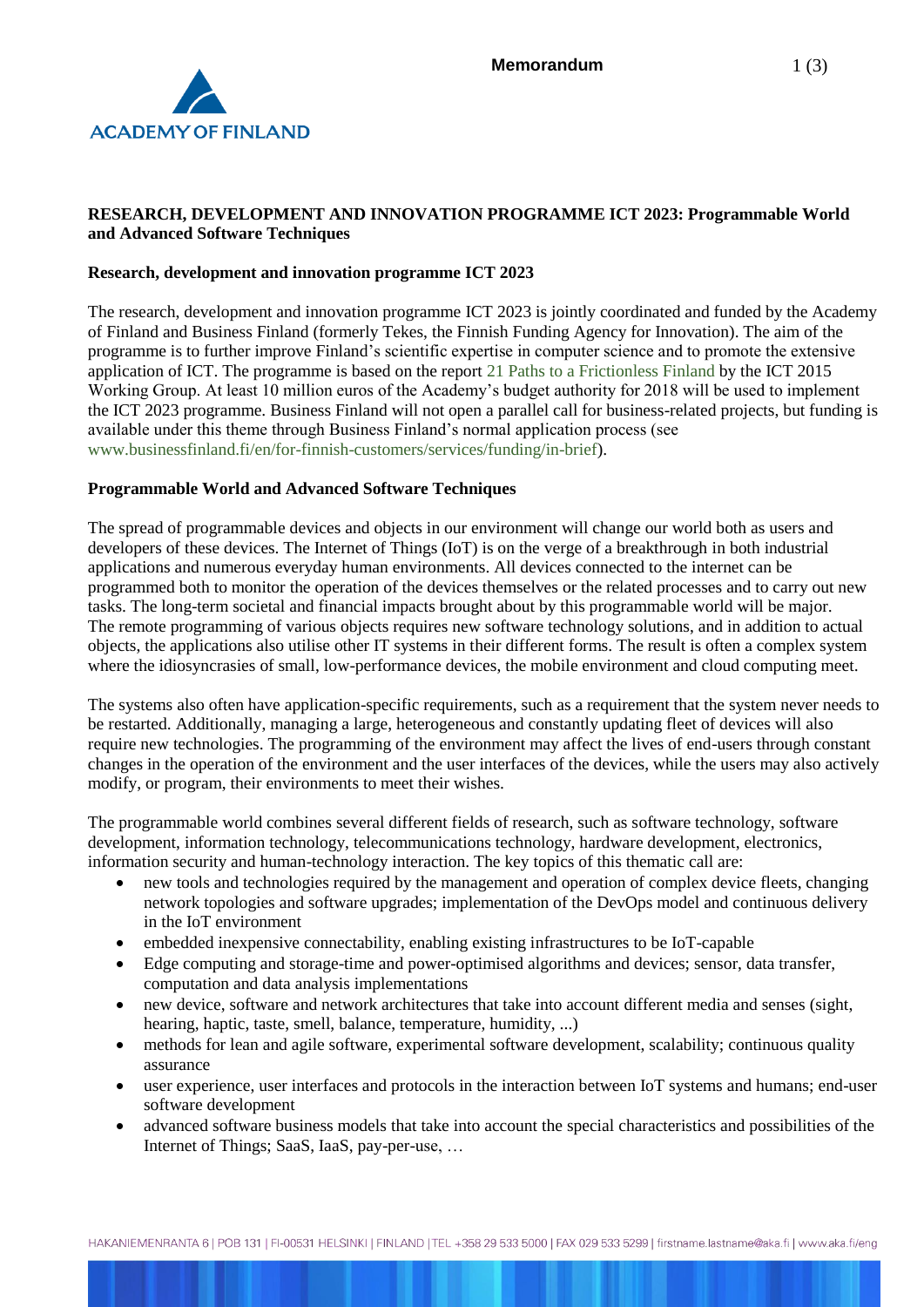**Memorandum**

# RESEARCH, DEVELOPMENT AND INNOVATION PROGRAMME ICT 2023: Programmable World and Advanced Software Techniques

## Research, development and innovation programme ICT 2023

The research, development and innovation programme ICT 2023 is jointly coordinated and funded by the Academy of Finland and Business Finland (formerly Tekes, the Finnish Funding Agency for Innovation). The aim of the programme is to further improve Finland's scientific expertise in computer science and to promote the extensive application of ICT. The programme is based on the report 21 Paths to a Frictionless Finland by the ICT 2015 Working Group. At least 10 million euros of the Academy's budget authority for 2018 will be used to implement the ICT 2023 programme. Business Finland will not open a parallel call for business-related projects, but funding is available under this theme through Business Finland's normal application process (see www.businessfinland.fi/en/for-finnish-customers/services/funding/in-brief).

## Programmable World and Advanced Software Techniques

The spread of programmable devices and objects in our environment will change our world both as users and developers of these devices. The Internet of Things (IoT) is on the verge of a breakthrough in both industrial applications and numerous everyday human environments. All devices connected to the internet can be programmed both to monitor the operation of the devices themselves or the related processes and to carry out new tasks. The long-term societal and financial impacts brought about by this programmable world will be major. The remote programming of various objects requires new software technology solutions, and in addition to actual objects, the applications also utilise other IT systems in their different forms. The result is often a complex system where the idiosyncrasies of small, low-performance devices, the mobile environment and cloud computing meet.

The systems also often have application-specific requirements, such as a requirement that the system never needs to be restarted. Additionally, managing a large, heterogeneous and constantly updating fleet of devices will also require new technologies. The programming of the environment may affect the lives of end-users through constant changes in the operation of the environment and the user interfaces of the devices, while the users may also actively modify, or program, their environments to meet their wishes.

The programmable world combines several different fields of research, such as software technology, software development, information technology, telecommunications technology, hardware development, electronics, information security and human-technology interaction. The key topics of this thematic call are:

- new tools and technologies required by the management and operation of complex device fleets, changing network topologies and software upgrades; implementation of the DevOps model and continuous delivery in the IoT environment
- embedded inexpensive connectability, enabling existing infrastructures to be IoT-capable
- Edge computing and storage-time and power-optimised algorithms and devices; sensor, data transfer, computation and data analysis implementations
- new device, software and network architectures that take into account different media and senses (sight, hearing, haptic, taste, smell, balance, temperature, humidity, ...)
- methods for lean and agile software, experimental software development, scalability; continuous quality assurance
- user experience, user interfaces and protocols in the interaction between IoT systems and humans; end-user software development
- advanced software business models that take into account the special characteristics and possibilities of the Internet of Things; SaaS, IaaS, pay-per-use, …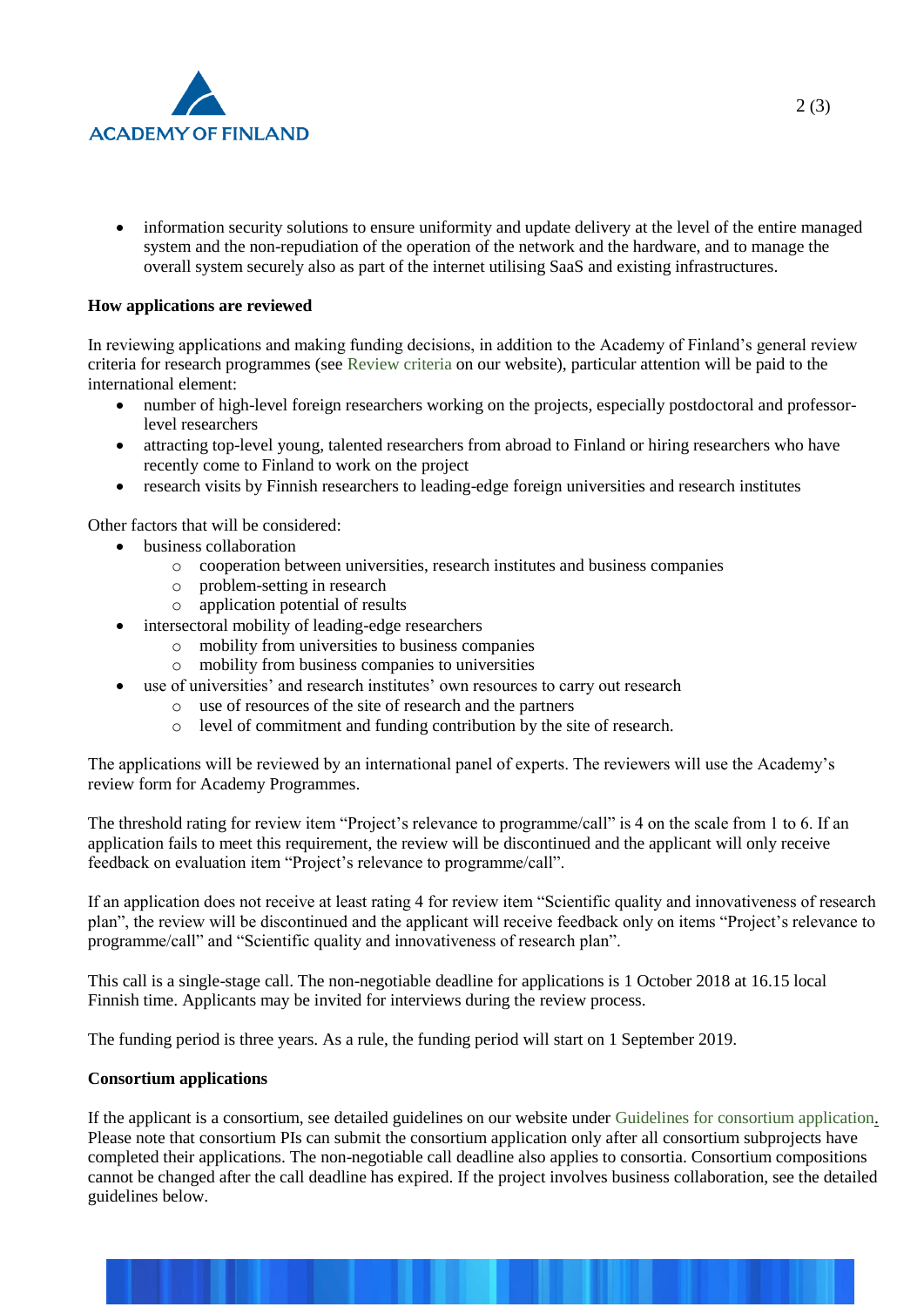- information security solutions to ensure uniformity and update delivery at the level of the entire managed system and the non-repudiation of the operation of the network and the hardware, and to manage the overall system securely also as part of the internet utilising SaaS and existing infrastructures.

**How applications are reviewed**

In reviewing applications and making funding decisions, in addition to the Academy of Finland's general review criteria for research programmes (see Review criteria on our website), particular attention will be paid to the international element:

- number of high-level foreign researchers working on the projects, especially postdoctoral and professor-level researchers
- attracting top-level young, talented researchers from abroad to Finland or hiring researchers who have recently come to Finland to work on the project
- research visits by Finnish researchers to leading-edge foreign universities and research institutes

Other factors that will be considered:

- business collaboration
  - cooperation between universities, research institutes and business companies
  - problem-setting in research
  - application potential of results
- intersectoral mobility of leading-edge researchers
  - mobility from universities to business companies
  - mobility from business companies to universities
- use of universities' and research institutes' own resources to carry out research
  - use of resources of the site of research and the partners
  - level of commitment and funding contribution by the site of research.

The applications will be reviewed by an international panel of experts. The reviewers will use the Academy's review form for Academy Programmes.

The threshold rating for review item "Project's relevance to programme/call" is 4 on the scale from 1 to 6. If an application fails to meet this requirement, the review will be discontinued and the applicant will only receive feedback on evaluation item "Project's relevance to programme/call".

If an application does not receive at least rating 4 for review item "Scientific quality and innovativeness of research plan", the review will be discontinued and the applicant will receive feedback only on items "Project's relevance to programme/call" and "Scientific quality and innovativeness of research plan".

This call is a single-stage call. The non-negotiable deadline for applications is 1 October 2018 at 16.15 local Finnish time. Applicants may be invited for interviews during the review process.

The funding period is three years. As a rule, the funding period will start on 1 September 2019.

**Consortium applications**

If the applicant is a consortium, see detailed guidelines on our website under Guidelines for consortium application. Please note that consortium PIs can submit the consortium application only after all consortium subprojects have completed their applications. The non-negotiable call deadline also applies to consortia. Consortium compositions cannot be changed after the call deadline has expired. If the project involves business collaboration, see the detailed guidelines below.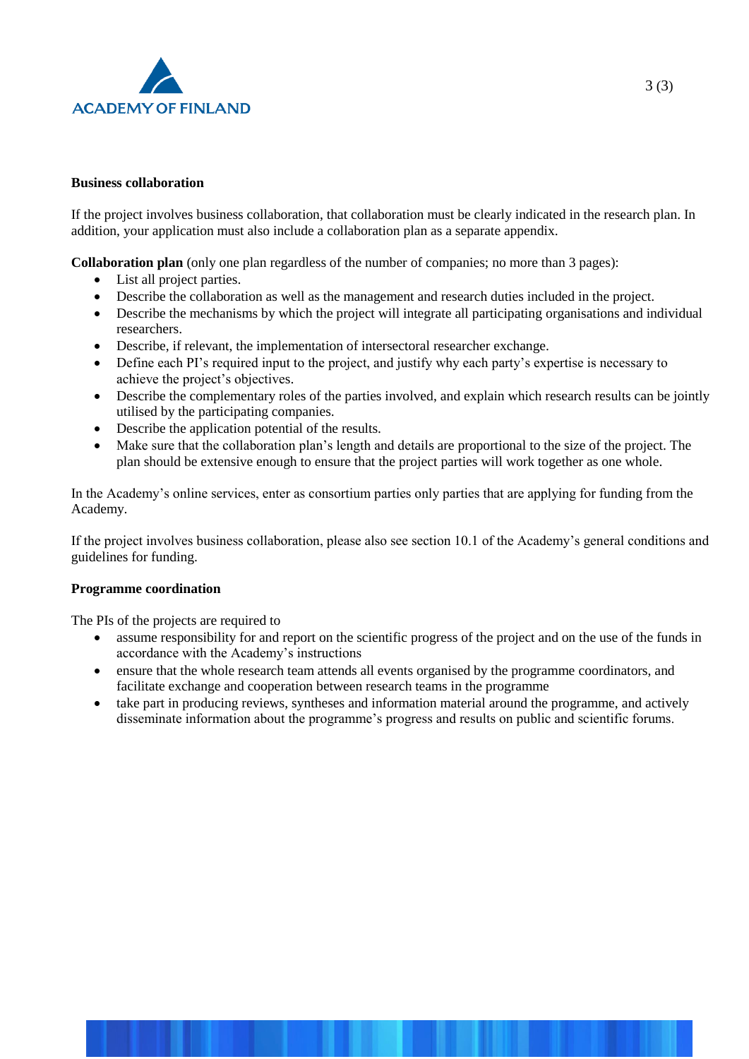**Business collaboration**

If the project involves business collaboration, that collaboration must be clearly indicated in the research plan. In addition, your application must also include a collaboration plan as a separate appendix.

**Collaboration plan** (only one plan regardless of the number of companies; no more than 3 pages):

- List all project parties.
- Describe the collaboration as well as the management and research duties included in the project.
- Describe the mechanisms by which the project will integrate all participating organisations and individual researchers.
- Describe, if relevant, the implementation of intersectoral researcher exchange.
- Define each PI's required input to the project, and justify why each party's expertise is necessary to achieve the project's objectives.
- Describe the complementary roles of the parties involved, and explain which research results can be jointly utilised by the participating companies.
- Describe the application potential of the results.
- Make sure that the collaboration plan's length and details are proportional to the size of the project. The plan should be extensive enough to ensure that the project parties will work together as one whole.

In the Academy's online services, enter as consortium parties only parties that are applying for funding from the Academy.

If the project involves business collaboration, please also see section 10.1 of the Academy's general conditions and guidelines for funding.

**Programme coordination**

The PIs of the projects are required to

- assume responsibility for and report on the scientific progress of the project and on the use of the funds in accordance with the Academy's instructions
- ensure that the whole research team attends all events organised by the programme coordinators, and facilitate exchange and cooperation between research teams in the programme
- take part in producing reviews, syntheses and information material around the programme, and actively disseminate information about the programme's progress and results on public and scientific forums.